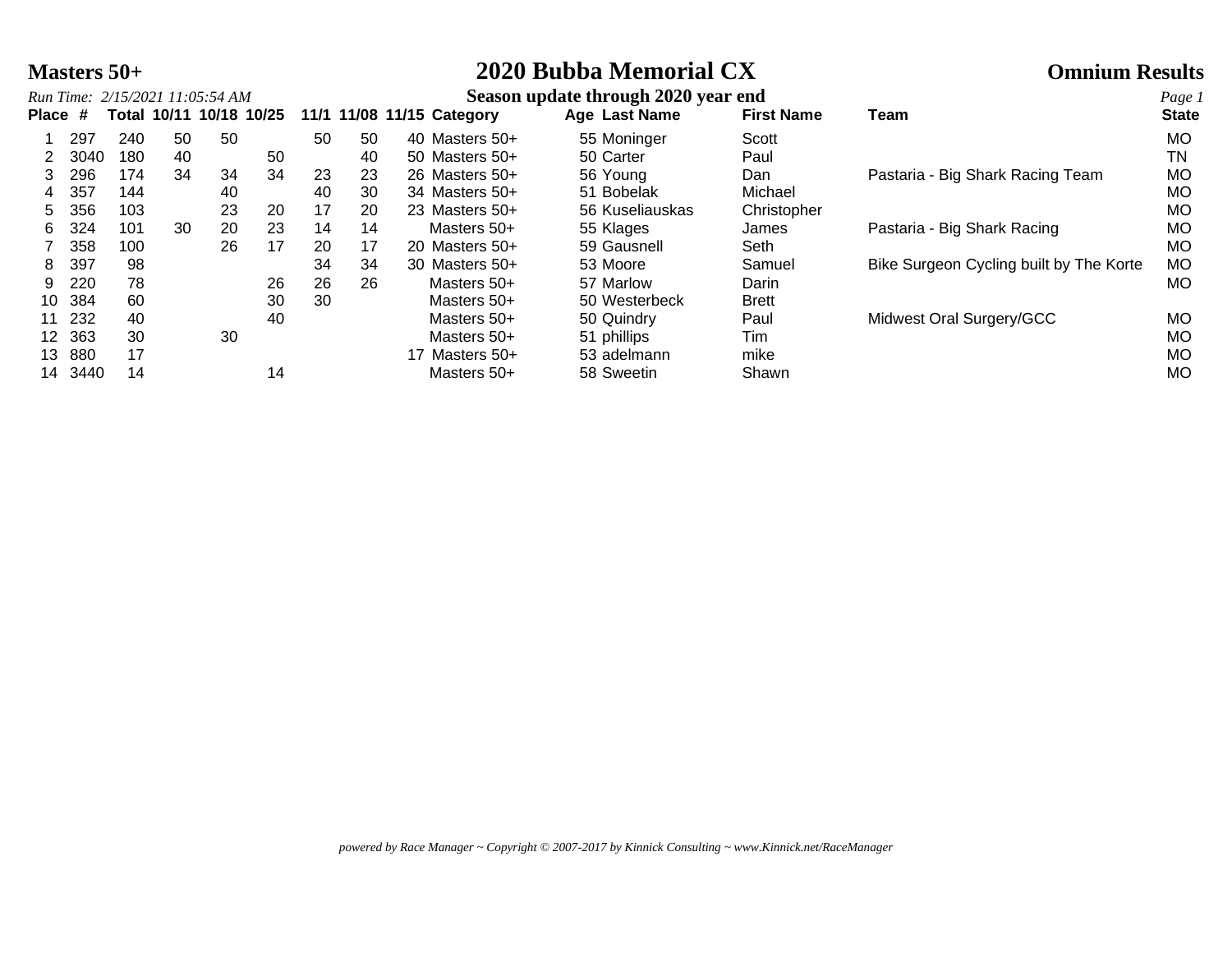**Masters 50+**

# 2020 Bubba Memorial CX

**Omnium Results**

*Run Time: 2/15/2021 11:05:54 AM*

**Season update through 2020 year end**

| Place | # | Total | 10/11 | 10/18 | 10/25 | 11/1 | 11/08 | 11/15 | Category | Age | Last Name | First Name | Team | State |
|---|---|---|---|---|---|---|---|---|---|---|---|---|---|---|
| 1 | 297 | 240 | 50 | 50 | | 50 | 50 | 40 | Masters 50+ | 55 | Moninger | Scott | | MO |
| 2 | 3040 | 180 | 40 | | 50 | | 40 | 50 | Masters 50+ | 50 | Carter | Paul | | TN |
| 3 | 296 | 174 | 34 | 34 | 34 | 23 | 23 | 26 | Masters 50+ | 56 | Young | Dan | Pastaria - Big Shark Racing Team | MO |
| 4 | 357 | 144 | | 40 | | 40 | 30 | 34 | Masters 50+ | 51 | Bobelak | Michael | | MO |
| 5 | 356 | 103 | | 23 | 20 | 17 | 20 | 23 | Masters 50+ | 56 | Kuseliauskas | Christopher | | MO |
| 6 | 324 | 101 | 30 | 20 | 23 | 14 | 14 | | Masters 50+ | 55 | Klages | James | Pastaria - Big Shark Racing | MO |
| 7 | 358 | 100 | | 26 | 17 | 20 | 17 | 20 | Masters 50+ | 59 | Gausnell | Seth | | MO |
| 8 | 397 | 98 | | | | 34 | 34 | 30 | Masters 50+ | 53 | Moore | Samuel | Bike Surgeon Cycling built by The Korte | MO |
| 9 | 220 | 78 | | | 26 | 26 | 26 | | Masters 50+ | 57 | Marlow | Darin | | MO |
| 10 | 384 | 60 | | | 30 | 30 | | | Masters 50+ | 50 | Westerbeck | Brett | | |
| 11 | 232 | 40 | | | 40 | | | | Masters 50+ | 50 | Quindry | Paul | Midwest Oral Surgery/GCC | MO |
| 12 | 363 | 30 | | 30 | | | | | Masters 50+ | 51 | phillips | Tim | | MO |
| 13 | 880 | 17 | | | | | | 17 | Masters 50+ | 53 | adelmann | mike | | MO |
| 14 | 3440 | 14 | | | 14 | | | | Masters 50+ | 58 | Sweetin | Shawn | | MO |

*powered by Race Manager ~ Copyright © 2007-2017 by Kinnick Consulting ~ www.Kinnick.net/RaceManager*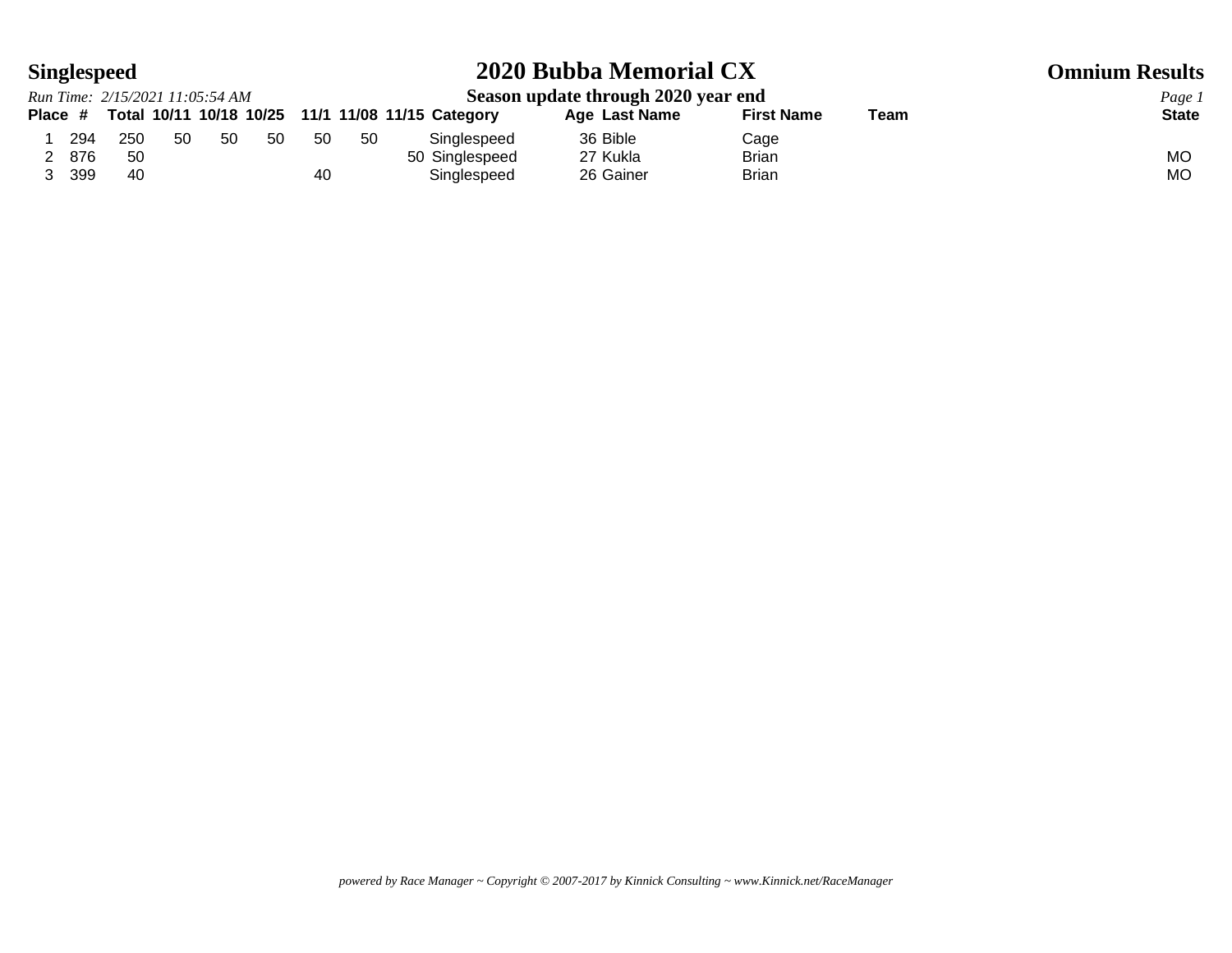## Singlespeed

# 2020 Bubba Memorial CX

**Omnium Results**

*Run Time: 2/15/2021 11:05:54 AM*

**Season update through 2020 year end**

| Place | # | Total | 10/11 | 10/18 | 10/25 | 11/1 | 11/08 | 11/15 | Category | Age | Last Name | First Name | Team | State |
|---|---|---|---|---|---|---|---|---|---|---|---|---|---|---|
| 1 | 294 | 250 | 50 | 50 | 50 | 50 | 50 | | Singlespeed | 36 | Bible | Cage | | |
| 2 | 876 | 50 | | | | | | 50 | Singlespeed | 27 | Kukla | Brian | | MO |
| 3 | 399 | 40 | | | | 40 | | | Singlespeed | 26 | Gainer | Brian | | MO |

*powered by Race Manager ~ Copyright © 2007-2017 by Kinnick Consulting ~ www.Kinnick.net/RaceManager*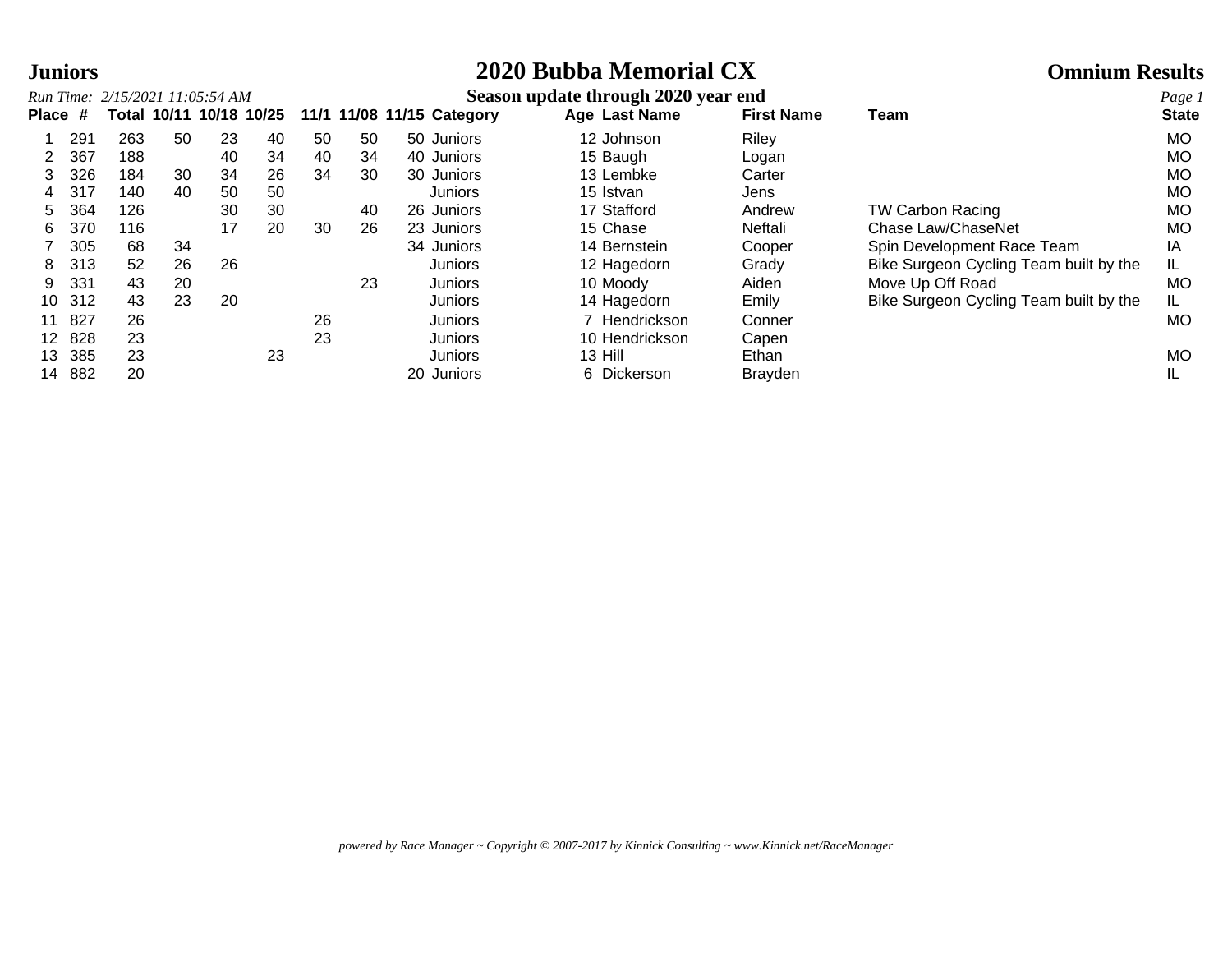**Juniors** | **2020 Bubba Memorial CX** | **Omnium Results**

*Run Time: 2/15/2021 11:05:54 AM*

**Season update through 2020 year end**

| Place | # | Total | 10/11 | 10/18 | 10/25 | 11/1 | 11/08 | 11/15 | Category | Age | Last Name | First Name | Team | State |
|---|---|---|---|---|---|---|---|---|---|---|---|---|---|---|
| 1 | 291 | 263 | 50 | 23 | 40 | 50 | 50 | 50 | Juniors | 12 | Johnson | Riley | | MO |
| 2 | 367 | 188 | | 40 | 34 | 40 | 34 | 40 | Juniors | 15 | Baugh | Logan | | MO |
| 3 | 326 | 184 | 30 | 34 | 26 | 34 | 30 | 30 | Juniors | 13 | Lembke | Carter | | MO |
| 4 | 317 | 140 | 40 | 50 | 50 | | | | Juniors | 15 | Istvan | Jens | | MO |
| 5 | 364 | 126 | | 30 | 30 | | 40 | 26 | Juniors | 17 | Stafford | Andrew | TW Carbon Racing | MO |
| 6 | 370 | 116 | | 17 | 20 | 30 | 26 | 23 | Juniors | 15 | Chase | Neftali | Chase Law/ChaseNet | MO |
| 7 | 305 | 68 | 34 | | | | | 34 | Juniors | 14 | Bernstein | Cooper | Spin Development Race Team | IA |
| 8 | 313 | 52 | 26 | 26 | | | | | Juniors | 12 | Hagedorn | Grady | Bike Surgeon Cycling Team built by the | IL |
| 9 | 331 | 43 | 20 | | | | 23 | | Juniors | 10 | Moody | Aiden | Move Up Off Road | MO |
| 10 | 312 | 43 | 23 | 20 | | | | | Juniors | 14 | Hagedorn | Emily | Bike Surgeon Cycling Team built by the | IL |
| 11 | 827 | 26 | | | | 26 | | | Juniors | 7 | Hendrickson | Conner | | MO |
| 12 | 828 | 23 | | | | 23 | | | Juniors | 10 | Hendrickson | Capen | | |
| 13 | 385 | 23 | | | 23 | | | | Juniors | 13 | Hill | Ethan | | MO |
| 14 | 882 | 20 | | | | | | 20 | Juniors | 6 | Dickerson | Brayden | | IL |

*powered by Race Manager ~ Copyright © 2007-2017 by Kinnick Consulting ~ www.Kinnick.net/RaceManager*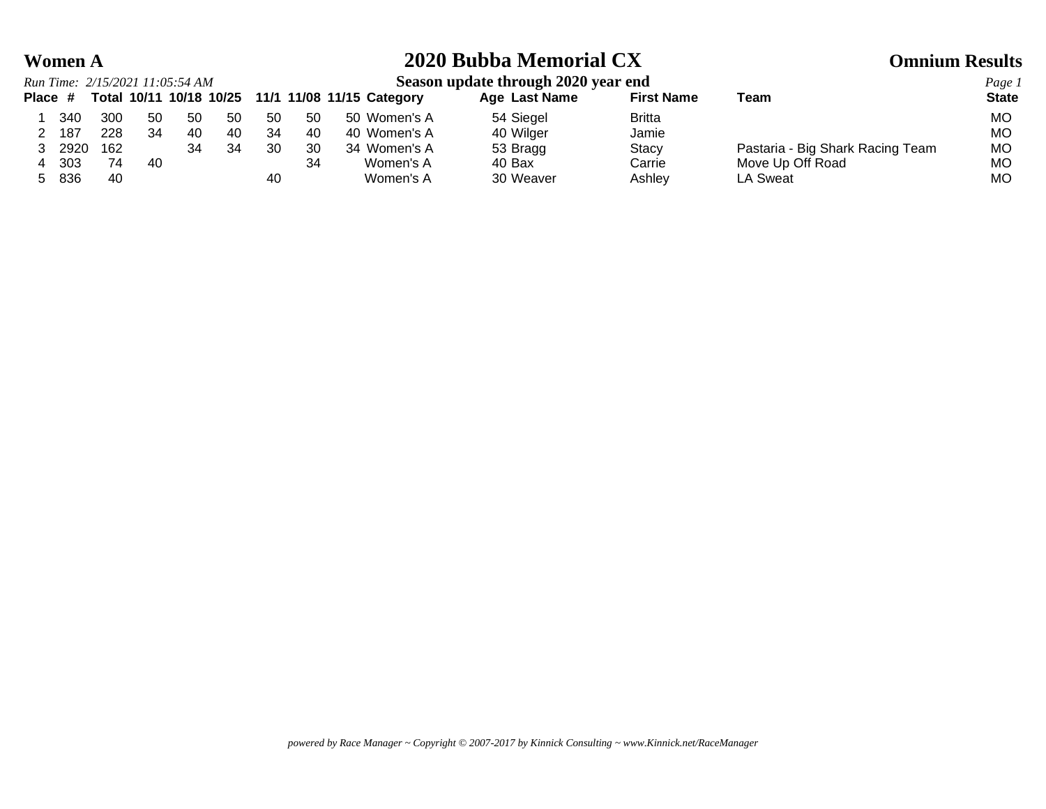# 2020 Bubba Memorial CX

## Women A

**Omnium Results**

*Run Time: 2/15/2021 11:05:54 AM*

**Season update through 2020 year end**

| Place | # | Total | 10/11 | 10/18 | 10/25 | 11/1 | 11/08 | 11/15 | Category | Age | Last Name | First Name | Team | State |
|---|---|---|---|---|---|---|---|---|---|---|---|---|---|---|
| 1 | 340 | 300 | 50 | 50 | 50 | 50 | 50 | 50 | Women's A | 54 | Siegel | Britta | | MO |
| 2 | 187 | 228 | 34 | 40 | 40 | 34 | 40 | 40 | Women's A | 40 | Wilger | Jamie | | MO |
| 3 | 2920 | 162 | | 34 | 34 | 30 | 30 | 34 | Women's A | 53 | Bragg | Stacy | Pastaria - Big Shark Racing Team | MO |
| 4 | 303 | 74 | 40 | | | | 34 | | Women's A | 40 | Bax | Carrie | Move Up Off Road | MO |
| 5 | 836 | 40 | | | | 40 | | | Women's A | 30 | Weaver | Ashley | LA Sweat | MO |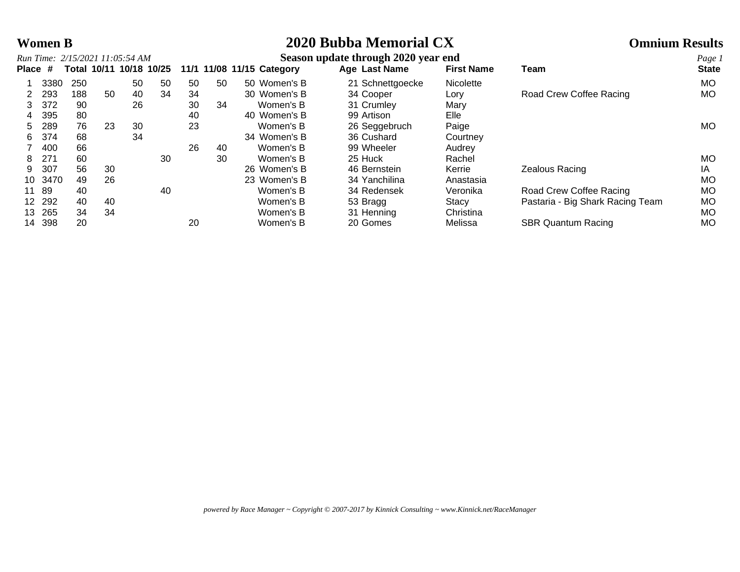**Women B**

# 2020 Bubba Memorial CX

**Omnium Results**

*Run Time: 2/15/2021 11:05:54 AM*

**Season update through 2020 year end**

| Place | # | Total | 10/11 | 10/18 | 10/25 | 11/1 | 11/08 | 11/15 | Category | Age | Last Name | First Name | Team | State |
|---|---|---|---|---|---|---|---|---|---|---|---|---|---|---|
| 1 | 3380 | 250 | | 50 | 50 | 50 | 50 | 50 | Women's B | 21 | Schnettgoecke | Nicolette | | MO |
| 2 | 293 | 188 | 50 | 40 | 34 | 34 | | 30 | Women's B | 34 | Cooper | Lory | Road Crew Coffee Racing | MO |
| 3 | 372 | 90 | | 26 | | 30 | 34 | | Women's B | 31 | Crumley | Mary | | |
| 4 | 395 | 80 | | | | 40 | | 40 | Women's B | 99 | Artison | Elle | | |
| 5 | 289 | 76 | 23 | 30 | | 23 | | | Women's B | 26 | Seggebruch | Paige | | MO |
| 6 | 374 | 68 | | 34 | | | | 34 | Women's B | 36 | Cushard | Courtney | | |
| 7 | 400 | 66 | | | | 26 | 40 | | Women's B | 99 | Wheeler | Audrey | | |
| 8 | 271 | 60 | | | 30 | | 30 | | Women's B | 25 | Huck | Rachel | | MO |
| 9 | 307 | 56 | 30 | | | | | 26 | Women's B | 46 | Bernstein | Kerrie | Zealous Racing | IA |
| 10 | 3470 | 49 | 26 | | | | | 23 | Women's B | 34 | Yanchilina | Anastasia | | MO |
| 11 | 89 | 40 | | | 40 | | | | Women's B | 34 | Redensek | Veronika | Road Crew Coffee Racing | MO |
| 12 | 292 | 40 | 40 | | | | | | Women's B | 53 | Bragg | Stacy | Pastaria - Big Shark Racing Team | MO |
| 13 | 265 | 34 | 34 | | | | | | Women's B | 31 | Henning | Christina | | MO |
| 14 | 398 | 20 | | | | 20 | | | Women's B | 20 | Gomes | Melissa | SBR Quantum Racing | MO |

*powered by Race Manager ~ Copyright © 2007-2017 by Kinnick Consulting ~ www.Kinnick.net/RaceManager*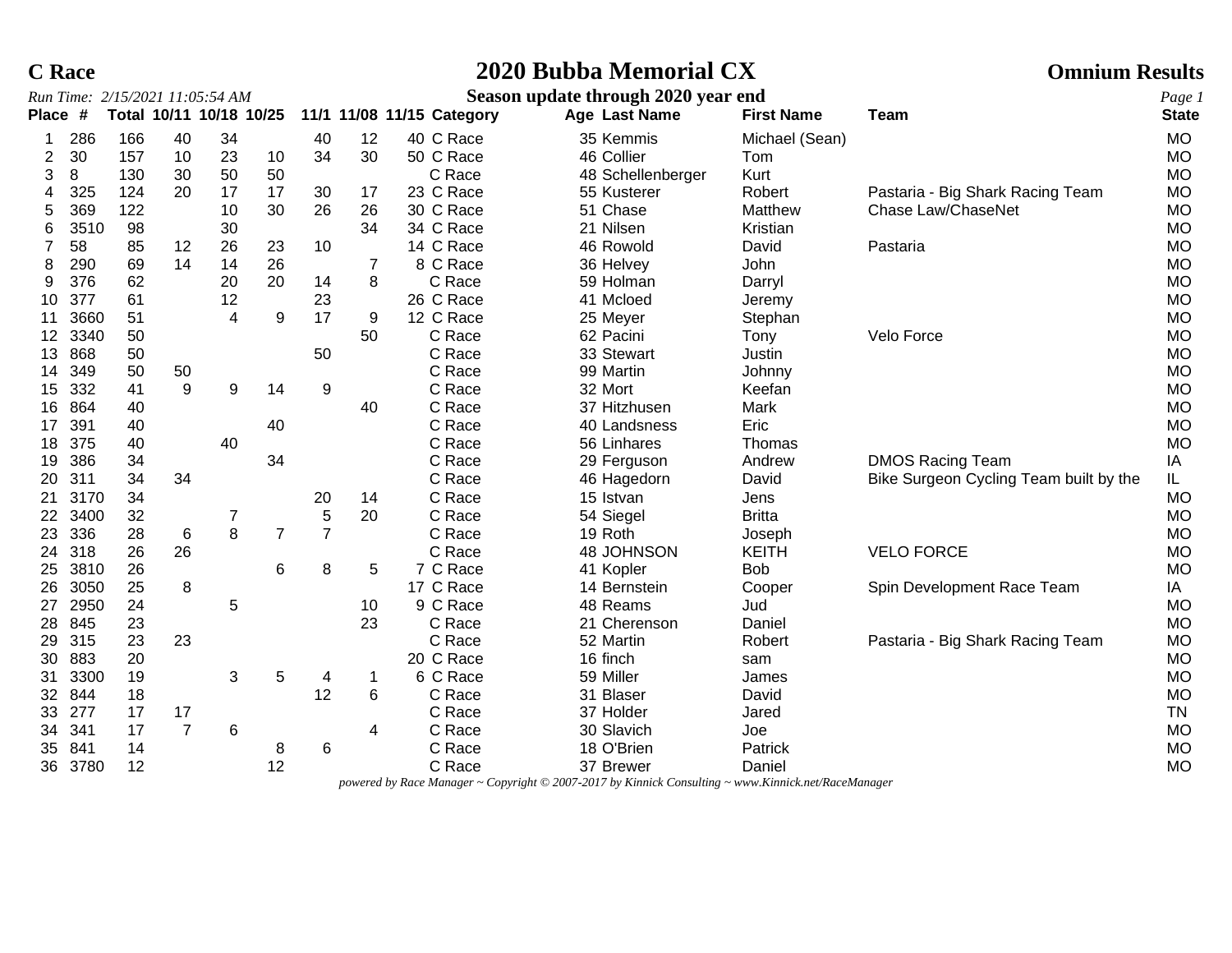**C Race** — **2020 Bubba Memorial CX** — **Omnium Results**

*Run Time: 2/15/2021 11:05:54 AM* — **Season update through 2020 year end**

| Place | # | Total | 10/11 | 10/18 | 10/25 | 11/1 | 11/08 | 11/15 | Category | Age | Last Name | First Name | Team | State |
|---|---|---|---|---|---|---|---|---|---|---|---|---|---|---|
| 1 | 286 | 166 | 40 | 34 | | 40 | 12 | 40 | C Race | 35 | Kemmis | Michael (Sean) | | MO |
| 2 | 30 | 157 | 10 | 23 | 10 | 34 | 30 | 50 | C Race | 46 | Collier | Tom | | MO |
| 3 | 8 | 130 | 30 | 50 | 50 | | | | C Race | 48 | Schellenberger | Kurt | | MO |
| 4 | 325 | 124 | 20 | 17 | 17 | 30 | 17 | 23 | C Race | 55 | Kusterer | Robert | Pastaria - Big Shark Racing Team | MO |
| 5 | 369 | 122 | | 10 | 30 | 26 | 26 | 30 | C Race | 51 | Chase | Matthew | Chase Law/ChaseNet | MO |
| 6 | 3510 | 98 | | 30 | | | 34 | 34 | C Race | 21 | Nilsen | Kristian | | MO |
| 7 | 58 | 85 | 12 | 26 | 23 | 10 | | 14 | C Race | 46 | Rowold | David | Pastaria | MO |
| 8 | 290 | 69 | 14 | 14 | 26 | | 7 | 8 | C Race | 36 | Helvey | John | | MO |
| 9 | 376 | 62 | | 20 | 20 | 14 | 8 | | C Race | 59 | Holman | Darryl | | MO |
| 10 | 377 | 61 | | 12 | | 23 | | 26 | C Race | 41 | Mcloed | Jeremy | | MO |
| 11 | 3660 | 51 | | 4 | 9 | 17 | 9 | 12 | C Race | 25 | Meyer | Stephan | | MO |
| 12 | 3340 | 50 | | | | | 50 | | C Race | 62 | Pacini | Tony | Velo Force | MO |
| 13 | 868 | 50 | | | | 50 | | | C Race | 33 | Stewart | Justin | | MO |
| 14 | 349 | 50 | 50 | | | | | | C Race | 99 | Martin | Johnny | | MO |
| 15 | 332 | 41 | 9 | 9 | 14 | 9 | | | C Race | 32 | Mort | Keefan | | MO |
| 16 | 864 | 40 | | | | | 40 | | C Race | 37 | Hitzhusen | Mark | | MO |
| 17 | 391 | 40 | | | 40 | | | | C Race | 40 | Landsness | Eric | | MO |
| 18 | 375 | 40 | | 40 | | | | | C Race | 56 | Linhares | Thomas | | MO |
| 19 | 386 | 34 | | | 34 | | | | C Race | 29 | Ferguson | Andrew | DMOS Racing Team | IA |
| 20 | 311 | 34 | 34 | | | | | | C Race | 46 | Hagedorn | David | Bike Surgeon Cycling Team built by the | IL |
| 21 | 3170 | 34 | | | | 20 | 14 | | C Race | 15 | Istvan | Jens | | MO |
| 22 | 3400 | 32 | | 7 | | 5 | 20 | | C Race | 54 | Siegel | Britta | | MO |
| 23 | 336 | 28 | 6 | 8 | 7 | 7 | | | C Race | 19 | Roth | Joseph | | MO |
| 24 | 318 | 26 | 26 | | | | | | C Race | 48 | JOHNSON | KEITH | VELO FORCE | MO |
| 25 | 3810 | 26 | | | 6 | 8 | 5 | 7 | C Race | 41 | Kopler | Bob | | MO |
| 26 | 3050 | 25 | 8 | | | | | 17 | C Race | 14 | Bernstein | Cooper | Spin Development Race Team | IA |
| 27 | 2950 | 24 | | 5 | | | 10 | 9 | C Race | 48 | Reams | Jud | | MO |
| 28 | 845 | 23 | | | | | 23 | | C Race | 21 | Cherenson | Daniel | | MO |
| 29 | 315 | 23 | 23 | | | | | | C Race | 52 | Martin | Robert | Pastaria - Big Shark Racing Team | MO |
| 30 | 883 | 20 | | | | | | 20 | C Race | 16 | finch | sam | | MO |
| 31 | 3300 | 19 | | 3 | 5 | 4 | 1 | 6 | C Race | 59 | Miller | James | | MO |
| 32 | 844 | 18 | | | | 12 | 6 | | C Race | 31 | Blaser | David | | MO |
| 33 | 277 | 17 | 17 | | | | | | C Race | 37 | Holder | Jared | | TN |
| 34 | 341 | 17 | 7 | 6 | | | 4 | | C Race | 30 | Slavich | Joe | | MO |
| 35 | 841 | 14 | | | 8 | 6 | | | C Race | 18 | O'Brien | Patrick | | MO |
| 36 | 3780 | 12 | | | 12 | | | | C Race | 37 | Brewer | Daniel | | MO |

*powered by Race Manager ~ Copyright © 2007-2017 by Kinnick Consulting ~ www.Kinnick.net/RaceManager*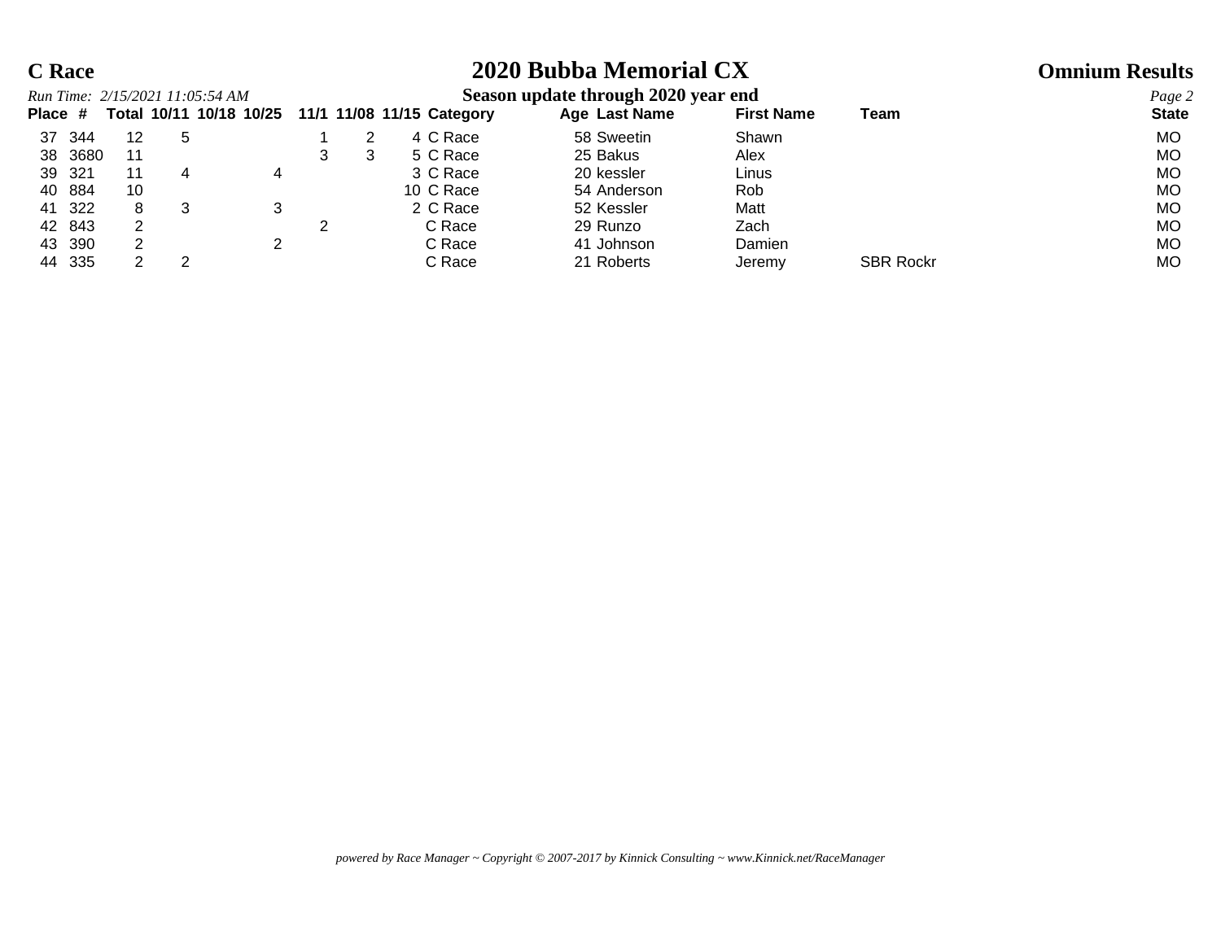# C Race

# 2020 Bubba Memorial CX

# Omnium Results

*Run Time: 2/15/2021 11:05:54 AM*

**Season update through 2020 year end**

| Place | # | Total | 10/11 | 10/18 | 10/25 | 11/1 | 11/08 | 11/15 | Category | Age | Last Name | First Name | Team | State |
|---|---|---|---|---|---|---|---|---|---|---|---|---|---|---|
| 37 | 344 | 12 | 5 | | | 1 | 2 | 4 | C Race | 58 | Sweetin | Shawn | | MO |
| 38 | 3680 | 11 | | | | 3 | 3 | 5 | C Race | 25 | Bakus | Alex | | MO |
| 39 | 321 | 11 | 4 | | 4 | | | 3 | C Race | 20 | kessler | Linus | | MO |
| 40 | 884 | 10 | | | | | | 10 | C Race | 54 | Anderson | Rob | | MO |
| 41 | 322 | 8 | 3 | | 3 | | | 2 | C Race | 52 | Kessler | Matt | | MO |
| 42 | 843 | 2 | | | | 2 | | | C Race | 29 | Runzo | Zach | | MO |
| 43 | 390 | 2 | | | 2 | | | | C Race | 41 | Johnson | Damien | | MO |
| 44 | 335 | 2 | 2 | | | | | | C Race | 21 | Roberts | Jeremy | SBR Rockr | MO |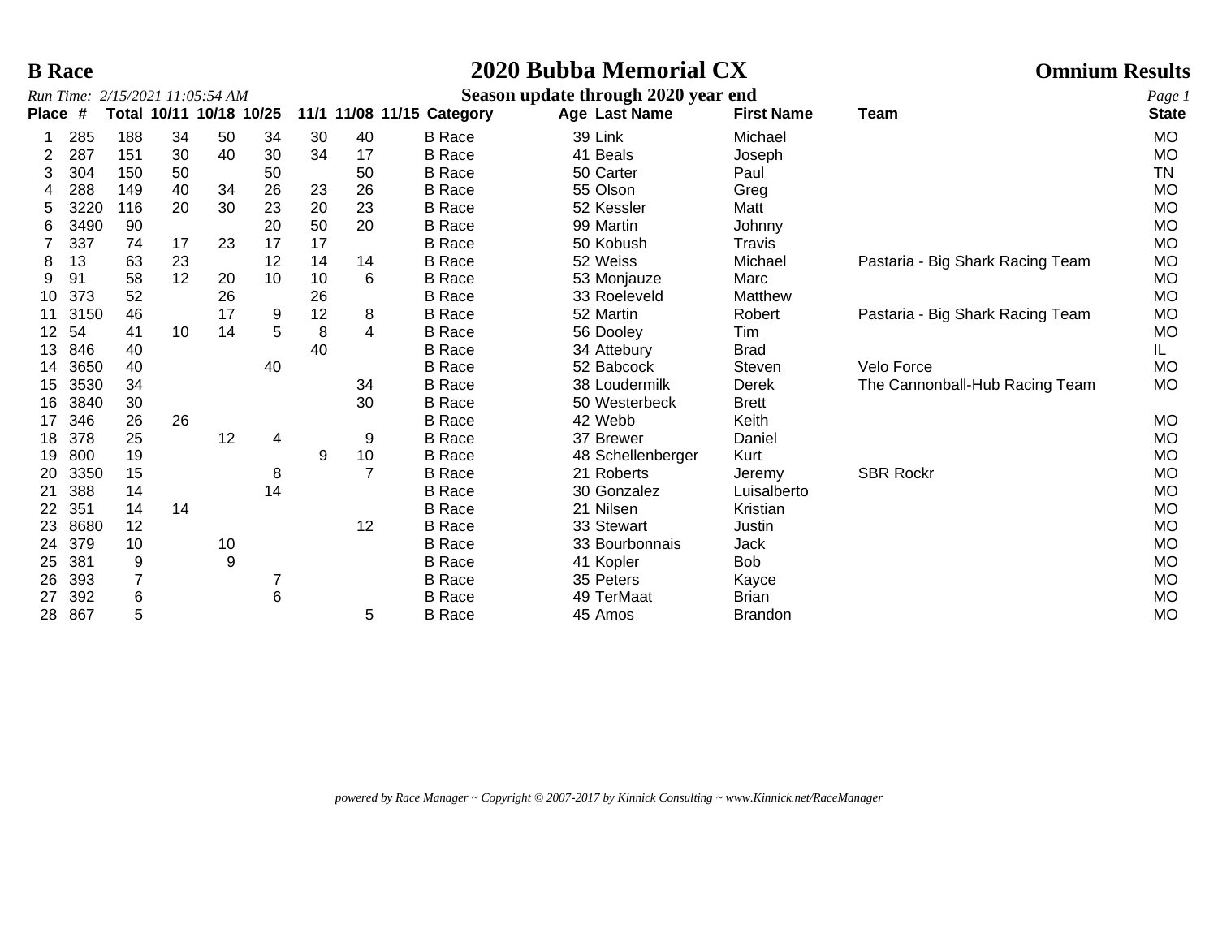**B Race**

# 2020 Bubba Memorial CX

**Omnium Results**

*Run Time: 2/15/2021 11:05:54 AM*

**Season update through 2020 year end**

| Place | # | Total | 10/11 | 10/18 | 10/25 | 11/1 | 11/08 | 11/15 | Category | Age | Last Name | First Name | Team | State |
|---|---|---|---|---|---|---|---|---|---|---|---|---|---|---|
| 1 | 285 | 188 | 34 | 50 | 34 | 30 | 40 | | B Race | 39 | Link | Michael | | MO |
| 2 | 287 | 151 | 30 | 40 | 30 | 34 | 17 | | B Race | 41 | Beals | Joseph | | MO |
| 3 | 304 | 150 | 50 | | 50 | | 50 | | B Race | 50 | Carter | Paul | | TN |
| 4 | 288 | 149 | 40 | 34 | 26 | 23 | 26 | | B Race | 55 | Olson | Greg | | MO |
| 5 | 3220 | 116 | 20 | 30 | 23 | 20 | 23 | | B Race | 52 | Kessler | Matt | | MO |
| 6 | 3490 | 90 | | | 20 | 50 | 20 | | B Race | 99 | Martin | Johnny | | MO |
| 7 | 337 | 74 | 17 | 23 | 17 | 17 | | | B Race | 50 | Kobush | Travis | | MO |
| 8 | 13 | 63 | 23 | | 12 | 14 | 14 | | B Race | 52 | Weiss | Michael | Pastaria - Big Shark Racing Team | MO |
| 9 | 91 | 58 | 12 | 20 | 10 | 10 | 6 | | B Race | 53 | Monjauze | Marc | | MO |
| 10 | 373 | 52 | | 26 | | 26 | | | B Race | 33 | Roeleveld | Matthew | | MO |
| 11 | 3150 | 46 | | 17 | 9 | 12 | 8 | | B Race | 52 | Martin | Robert | Pastaria - Big Shark Racing Team | MO |
| 12 | 54 | 41 | 10 | 14 | 5 | 8 | 4 | | B Race | 56 | Dooley | Tim | | MO |
| 13 | 846 | 40 | | | | 40 | | | B Race | 34 | Attebury | Brad | | IL |
| 14 | 3650 | 40 | | | 40 | | | | B Race | 52 | Babcock | Steven | Velo Force | MO |
| 15 | 3530 | 34 | | | | | 34 | | B Race | 38 | Loudermilk | Derek | The Cannonball-Hub Racing Team | MO |
| 16 | 3840 | 30 | | | | | 30 | | B Race | 50 | Westerbeck | Brett | | |
| 17 | 346 | 26 | 26 | | | | | | B Race | 42 | Webb | Keith | | MO |
| 18 | 378 | 25 | | 12 | 4 | | 9 | | B Race | 37 | Brewer | Daniel | | MO |
| 19 | 800 | 19 | | | | 9 | 10 | | B Race | 48 | Schellenberger | Kurt | | MO |
| 20 | 3350 | 15 | | | 8 | | 7 | | B Race | 21 | Roberts | Jeremy | SBR Rockr | MO |
| 21 | 388 | 14 | | | 14 | | | | B Race | 30 | Gonzalez | Luisalberto | | MO |
| 22 | 351 | 14 | 14 | | | | | | B Race | 21 | Nilsen | Kristian | | MO |
| 23 | 8680 | 12 | | | | | 12 | | B Race | 33 | Stewart | Justin | | MO |
| 24 | 379 | 10 | | 10 | | | | | B Race | 33 | Bourbonnais | Jack | | MO |
| 25 | 381 | 9 | | 9 | | | | | B Race | 41 | Kopler | Bob | | MO |
| 26 | 393 | 7 | | | 7 | | | | B Race | 35 | Peters | Kayce | | MO |
| 27 | 392 | 6 | | | 6 | | | | B Race | 49 | TerMaat | Brian | | MO |
| 28 | 867 | 5 | | | | | 5 | | B Race | 45 | Amos | Brandon | | MO |

*powered by Race Manager ~ Copyright © 2007-2017 by Kinnick Consulting ~ www.Kinnick.net/RaceManager*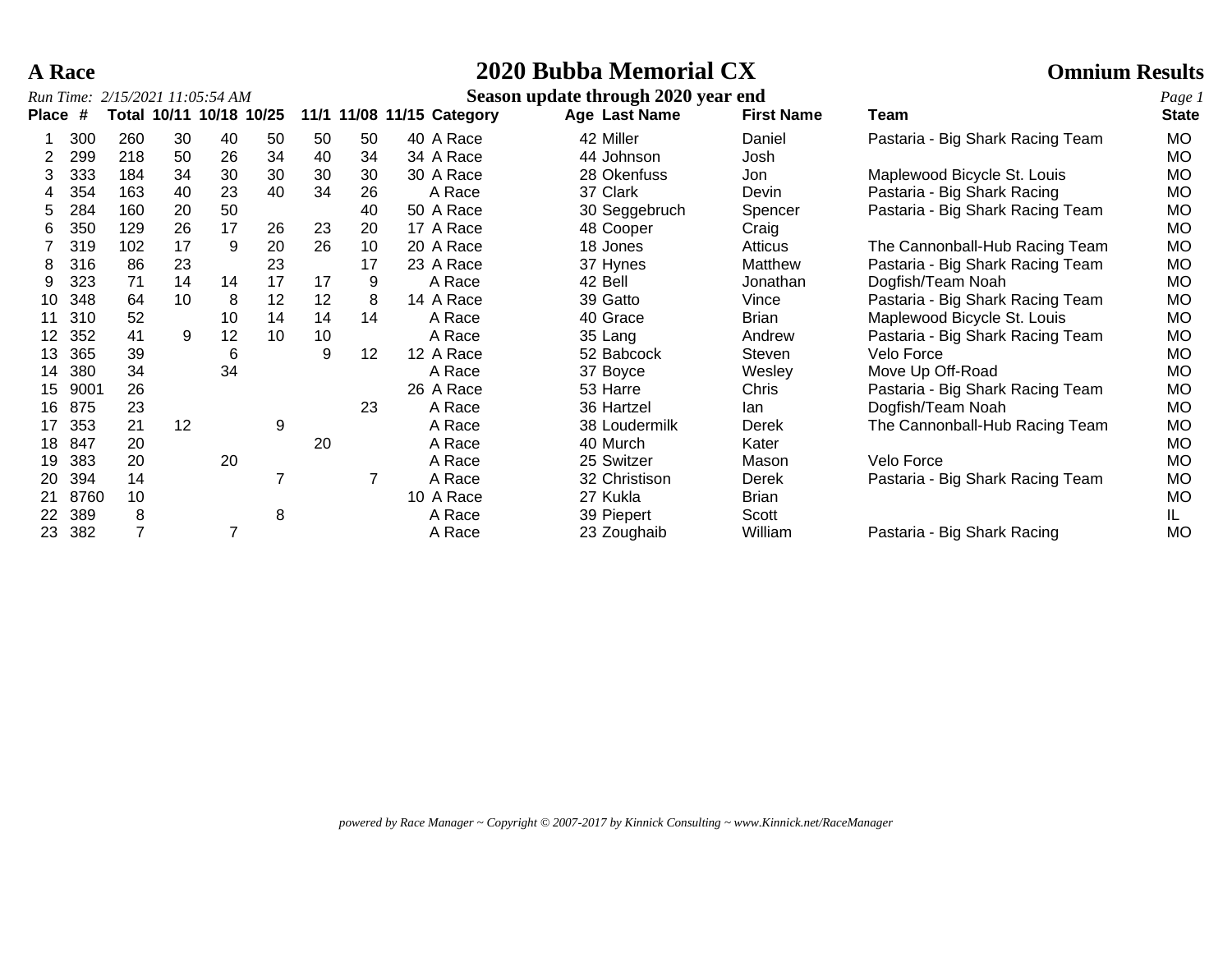# A Race

# 2020 Bubba Memorial CX

## Omnium Results

*Run Time: 2/15/2021 11:05:54 AM*

**Season update through 2020 year end**

| Place | # | Total | 10/11 | 10/18 | 10/25 | 11/1 | 11/08 | 11/15 | Category | Age | Last Name | First Name | Team | State |
|---|---|---|---|---|---|---|---|---|---|---|---|---|---|---|
| 1 | 300 | 260 | 30 | 40 | 50 | 50 | 50 | 40 | A Race | 42 | Miller | Daniel | Pastaria - Big Shark Racing Team | MO |
| 2 | 299 | 218 | 50 | 26 | 34 | 40 | 34 | 34 | A Race | 44 | Johnson | Josh | | MO |
| 3 | 333 | 184 | 34 | 30 | 30 | 30 | 30 | 30 | A Race | 28 | Okenfuss | Jon | Maplewood Bicycle St. Louis | MO |
| 4 | 354 | 163 | 40 | 23 | 40 | 34 | 26 | | A Race | 37 | Clark | Devin | Pastaria - Big Shark Racing | MO |
| 5 | 284 | 160 | 20 | 50 | | | 40 | 50 | A Race | 30 | Seggebruch | Spencer | Pastaria - Big Shark Racing Team | MO |
| 6 | 350 | 129 | 26 | 17 | 26 | 23 | 20 | 17 | A Race | 48 | Cooper | Craig | | MO |
| 7 | 319 | 102 | 17 | 9 | 20 | 26 | 10 | 20 | A Race | 18 | Jones | Atticus | The Cannonball-Hub Racing Team | MO |
| 8 | 316 | 86 | 23 | | 23 | | 17 | 23 | A Race | 37 | Hynes | Matthew | Pastaria - Big Shark Racing Team | MO |
| 9 | 323 | 71 | 14 | 14 | 17 | 17 | 9 | | A Race | 42 | Bell | Jonathan | Dogfish/Team Noah | MO |
| 10 | 348 | 64 | 10 | 8 | 12 | 12 | 8 | 14 | A Race | 39 | Gatto | Vince | Pastaria - Big Shark Racing Team | MO |
| 11 | 310 | 52 | | 10 | 14 | 14 | 14 | | A Race | 40 | Grace | Brian | Maplewood Bicycle St. Louis | MO |
| 12 | 352 | 41 | 9 | 12 | 10 | 10 | | | A Race | 35 | Lang | Andrew | Pastaria - Big Shark Racing Team | MO |
| 13 | 365 | 39 | | 6 | | 9 | 12 | 12 | A Race | 52 | Babcock | Steven | Velo Force | MO |
| 14 | 380 | 34 | | 34 | | | | | A Race | 37 | Boyce | Wesley | Move Up Off-Road | MO |
| 15 | 9001 | 26 | | | | | | 26 | A Race | 53 | Harre | Chris | Pastaria - Big Shark Racing Team | MO |
| 16 | 875 | 23 | | | | | 23 | | A Race | 36 | Hartzel | Ian | Dogfish/Team Noah | MO |
| 17 | 353 | 21 | 12 | | 9 | | | | A Race | 38 | Loudermilk | Derek | The Cannonball-Hub Racing Team | MO |
| 18 | 847 | 20 | | | | 20 | | | A Race | 40 | Murch | Kater | | MO |
| 19 | 383 | 20 | | 20 | | | | | A Race | 25 | Switzer | Mason | Velo Force | MO |
| 20 | 394 | 14 | | | 7 | | 7 | | A Race | 32 | Christison | Derek | Pastaria - Big Shark Racing Team | MO |
| 21 | 8760 | 10 | | | | | | 10 | A Race | 27 | Kukla | Brian | | MO |
| 22 | 389 | 8 | | | 8 | | | | A Race | 39 | Piepert | Scott | | IL |
| 23 | 382 | 7 | | 7 | | | | | A Race | 23 | Zoughaib | William | Pastaria - Big Shark Racing | MO |

*powered by Race Manager ~ Copyright © 2007-2017 by Kinnick Consulting ~ www.Kinnick.net/RaceManager*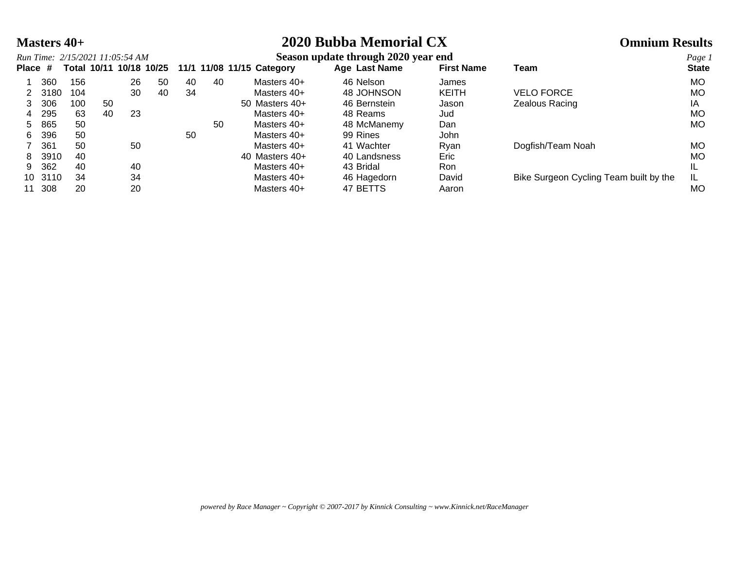# Masters 40+

# 2020 Bubba Memorial CX

## Omnium Results

*Run Time: 2/15/2021 11:05:54 AM*

**Season update through 2020 year end**

| Place | # | Total | 10/11 | 10/18 | 10/25 | 11/1 | 11/08 | 11/15 | Category | Age | Last Name | First Name | Team | State |
|---|---|---|---|---|---|---|---|---|---|---|---|---|---|---|
| 1 | 360 | 156 | | 26 | 50 | 40 | 40 | | Masters 40+ | 46 | Nelson | James | | MO |
| 2 | 3180 | 104 | | 30 | 40 | 34 | | | Masters 40+ | 48 | JOHNSON | KEITH | VELO FORCE | MO |
| 3 | 306 | 100 | 50 | | | | | 50 | Masters 40+ | 46 | Bernstein | Jason | Zealous Racing | IA |
| 4 | 295 | 63 | 40 | 23 | | | | | Masters 40+ | 48 | Reams | Jud | | MO |
| 5 | 865 | 50 | | | | | 50 | | Masters 40+ | 48 | McManemy | Dan | | MO |
| 6 | 396 | 50 | | | | 50 | | | Masters 40+ | 99 | Rines | John | | |
| 7 | 361 | 50 | | 50 | | | | | Masters 40+ | 41 | Wachter | Ryan | Dogfish/Team Noah | MO |
| 8 | 3910 | 40 | | | | | | 40 | Masters 40+ | 40 | Landsness | Eric | | MO |
| 9 | 362 | 40 | | 40 | | | | | Masters 40+ | 43 | Bridal | Ron | | IL |
| 10 | 3110 | 34 | | 34 | | | | | Masters 40+ | 46 | Hagedorn | David | Bike Surgeon Cycling Team built by the | IL |
| 11 | 308 | 20 | | 20 | | | | | Masters 40+ | 47 | BETTS | Aaron | | MO |

*powered by Race Manager ~ Copyright © 2007-2017 by Kinnick Consulting ~ www.Kinnick.net/RaceManager*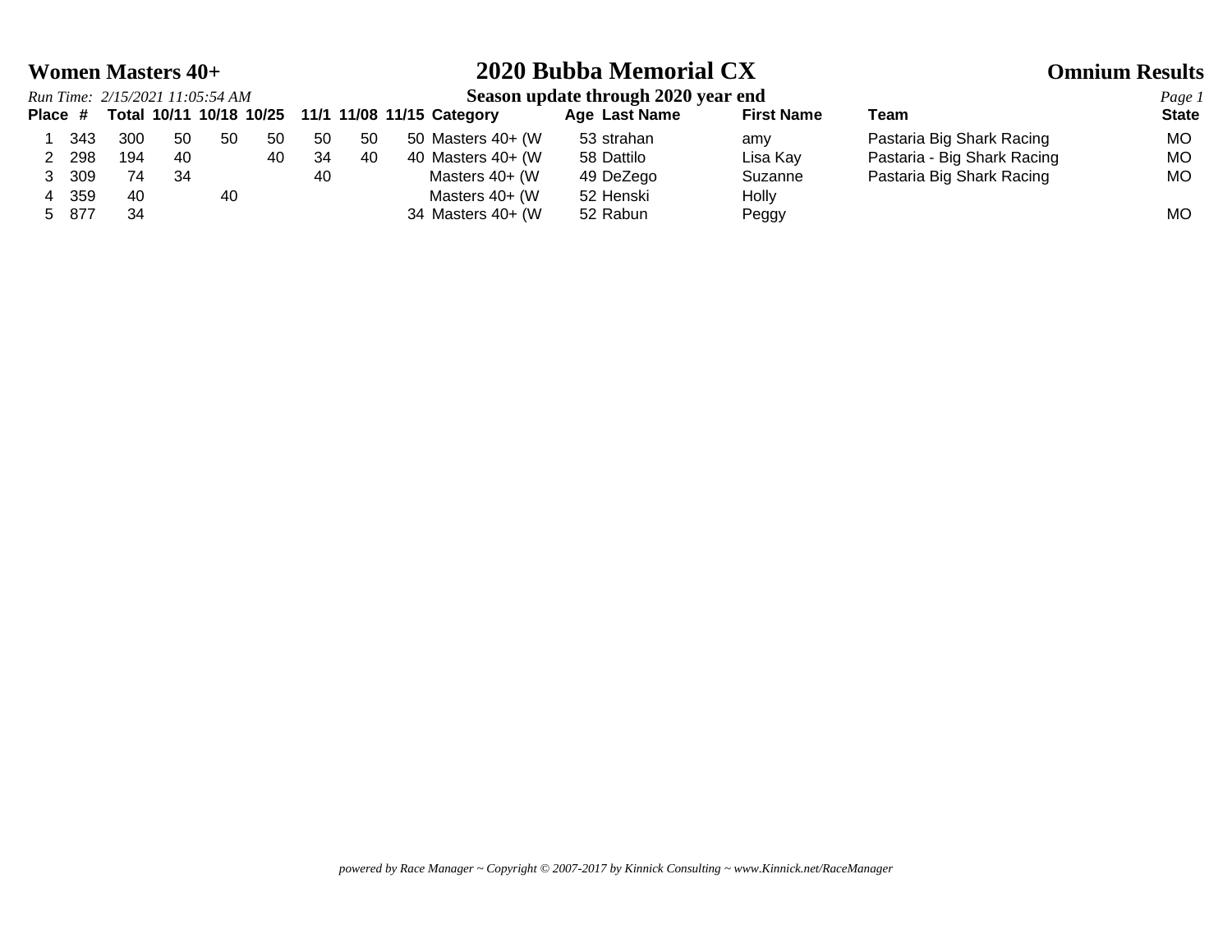# Women Masters 40+

# 2020 Bubba Memorial CX

**Omnium Results**

*Run Time: 2/15/2021 11:05:54 AM*

**Season update through 2020 year end**

| Place | # | Total | 10/11 | 10/18 | 10/25 | 11/1 | 11/08 | 11/15 | Category | Age | Last Name | First Name | Team | State |
|---|---|---|---|---|---|---|---|---|---|---|---|---|---|---|
| 1 | 343 | 300 | 50 | 50 | 50 | 50 | 50 | 50 | Masters 40+ (W | 53 | strahan | amy | Pastaria Big Shark Racing | MO |
| 2 | 298 | 194 | 40 | | 40 | 34 | 40 | 40 | Masters 40+ (W | 58 | Dattilo | Lisa Kay | Pastaria - Big Shark Racing | MO |
| 3 | 309 | 74 | 34 | | | 40 | | | Masters 40+ (W | 49 | DeZego | Suzanne | Pastaria Big Shark Racing | MO |
| 4 | 359 | 40 | | 40 | | | | | Masters 40+ (W | 52 | Henski | Holly | | |
| 5 | 877 | 34 | | | | | | 34 | Masters 40+ (W | 52 | Rabun | Peggy | | MO |

*powered by Race Manager ~ Copyright © 2007-2017 by Kinnick Consulting ~ www.Kinnick.net/RaceManager*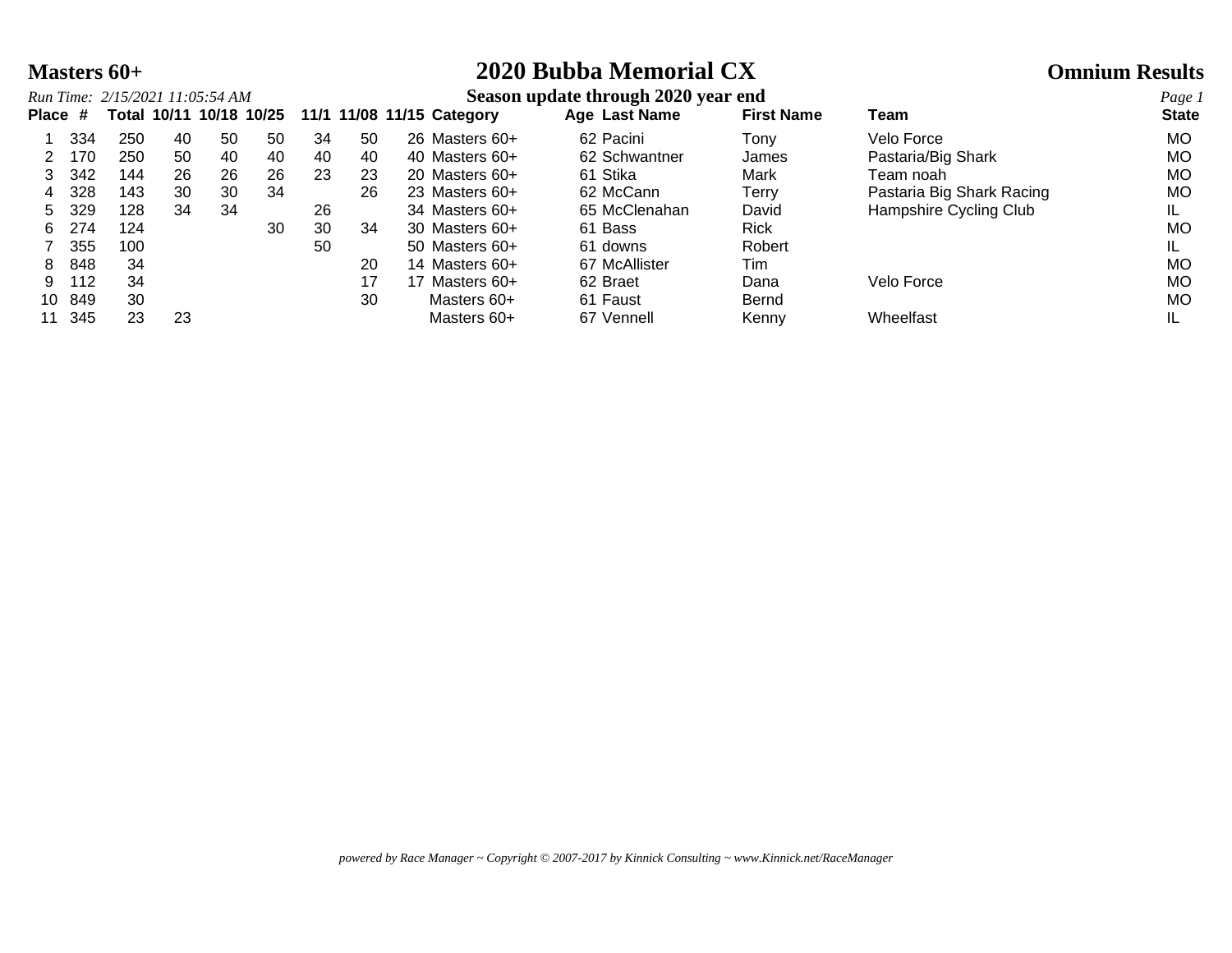**Masters 60+**

# 2020 Bubba Memorial CX

**Omnium Results**

*Run Time: 2/15/2021 11:05:54 AM*

**Season update through 2020 year end**

| Place | # | Total | 10/11 | 10/18 | 10/25 | 11/1 | 11/08 | 11/15 | Category | Age | Last Name | First Name | Team | State |
|---|---|---|---|---|---|---|---|---|---|---|---|---|---|---|
| 1 | 334 | 250 | 40 | 50 | 50 | 34 | 50 | 26 | Masters 60+ | 62 | Pacini | Tony | Velo Force | MO |
| 2 | 170 | 250 | 50 | 40 | 40 | 40 | 40 | 40 | Masters 60+ | 62 | Schwantner | James | Pastaria/Big Shark | MO |
| 3 | 342 | 144 | 26 | 26 | 26 | 23 | 23 | 20 | Masters 60+ | 61 | Stika | Mark | Team noah | MO |
| 4 | 328 | 143 | 30 | 30 | 34 | | 26 | 23 | Masters 60+ | 62 | McCann | Terry | Pastaria Big Shark Racing | MO |
| 5 | 329 | 128 | 34 | 34 | | 26 | | 34 | Masters 60+ | 65 | McClenahan | David | Hampshire Cycling Club | IL |
| 6 | 274 | 124 | | | 30 | 30 | 34 | 30 | Masters 60+ | 61 | Bass | Rick | | MO |
| 7 | 355 | 100 | | | | 50 | | 50 | Masters 60+ | 61 | downs | Robert | | IL |
| 8 | 848 | 34 | | | | | 20 | 14 | Masters 60+ | 67 | McAllister | Tim | | MO |
| 9 | 112 | 34 | | | | | 17 | 17 | Masters 60+ | 62 | Braet | Dana | Velo Force | MO |
| 10 | 849 | 30 | | | | | 30 | | Masters 60+ | 61 | Faust | Bernd | | MO |
| 11 | 345 | 23 | 23 | | | | | | Masters 60+ | 67 | Vennell | Kenny | Wheelfast | IL |

*powered by Race Manager ~ Copyright © 2007-2017 by Kinnick Consulting ~ www.Kinnick.net/RaceManager*